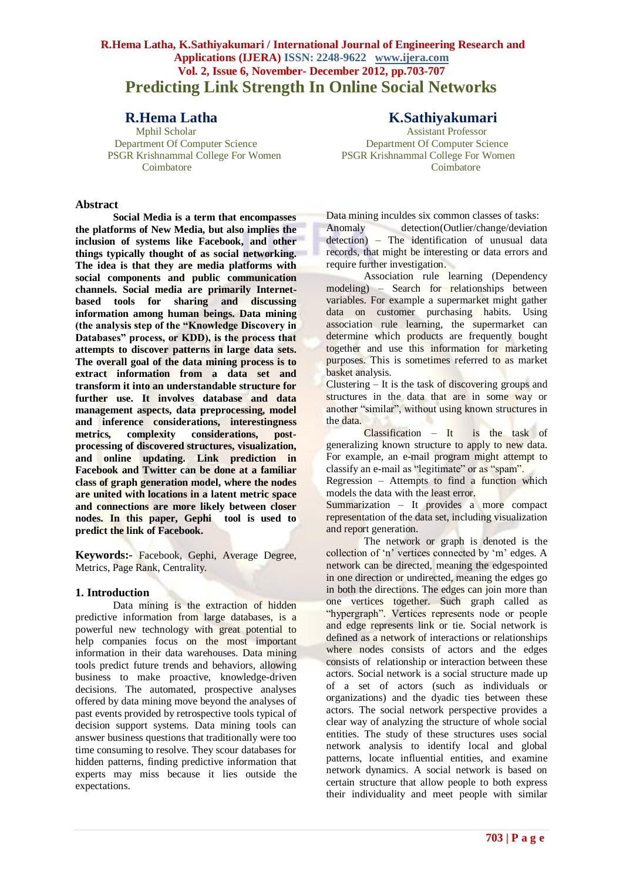# Predicting Link Strength In Online Social Networks

**R.Hema Latha**
Mphil Scholar
Department Of Computer Science
PSGR Krishnammal College For Women
Coimbatore

**K.Sathiyakumari**
Assistant Professor
Department Of Computer Science
PSGR Krishnammal College For Women
Coimbatore

## Abstract

**Social Media is a term that encompasses the platforms of New Media, but also implies the inclusion of systems like Facebook, and other things typically thought of as social networking. The idea is that they are media platforms with social components and public communication channels. Social media are primarily Internet-based tools for sharing and discussing information among human beings. Data mining (the analysis step of the "Knowledge Discovery in Databases" process, or KDD), is the process that attempts to discover patterns in large data sets. The overall goal of the data mining process is to extract information from a data set and transform it into an understandable structure for further use. It involves database and data management aspects, data preprocessing, model and inference considerations, interestingness metrics, complexity considerations, post-processing of discovered structures, visualization, and online updating. Link prediction in Facebook and Twitter can be done at a familiar class of graph generation model, where the nodes are united with locations in a latent metric space and connections are more likely between closer nodes. In this paper, Gephi tool is used to predict the link of Facebook.**

**Keywords:-** Facebook, Gephi, Average Degree, Metrics, Page Rank, Centrality.

## 1. Introduction

Data mining is the extraction of hidden predictive information from large databases, is a powerful new technology with great potential to help companies focus on the most important information in their data warehouses. Data mining tools predict future trends and behaviors, allowing business to make proactive, knowledge-driven decisions. The automated, prospective analyses offered by data mining move beyond the analyses of past events provided by retrospective tools typical of decision support systems. Data mining tools can answer business questions that traditionally were too time consuming to resolve. They scour databases for hidden patterns, finding predictive information that experts may miss because it lies outside the expectations.

Data mining inculdes six common classes of tasks:

Anomaly detection(Outlier/change/deviation detection) – The identification of unusual data records, that might be interesting or data errors and require further investigation.

Association rule learning (Dependency modeling) – Search for relationships between variables. For example a supermarket might gather data on customer purchasing habits. Using association rule learning, the supermarket can determine which products are frequently bought together and use this information for marketing purposes. This is sometimes referred to as market basket analysis.

Clustering – It is the task of discovering groups and structures in the data that are in some way or another "similar", without using known structures in the data.

Classification – It is the task of generalizing known structure to apply to new data. For example, an e-mail program might attempt to classify an e-mail as "legitimate" or as "spam".

Regression – Attempts to find a function which models the data with the least error.

Summarization – It provides a more compact representation of the data set, including visualization and report generation.

The network or graph is denoted is the collection of 'n' vertices connected by 'm' edges. A network can be directed, meaning the edgespointed in one direction or undirected, meaning the edges go in both the directions. The edges can join more than one vertices together. Such graph called as "hypergraph". Vertices represents node or people and edge represents link or tie. Social network is defined as a network of interactions or relationships where nodes consists of actors and the edges consists of relationship or interaction between these actors. Social network is a social structure made up of a set of actors (such as individuals or organizations) and the dyadic ties between these actors. The social network perspective provides a clear way of analyzing the structure of whole social entities. The study of these structures uses social network analysis to identify local and global patterns, locate influential entities, and examine network dynamics. A social network is based on certain structure that allow people to both express their individuality and meet people with similar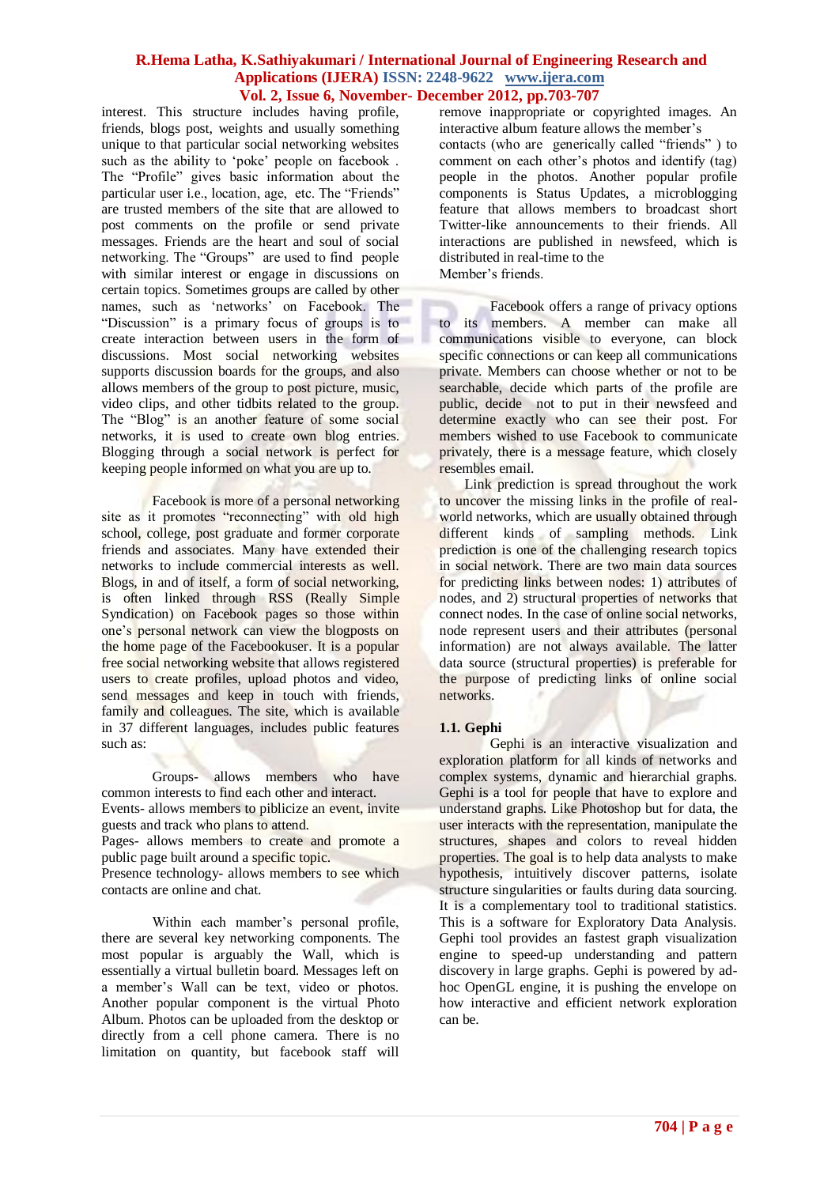interest. This structure includes having profile, friends, blogs post, weights and usually something unique to that particular social networking websites such as the ability to 'poke' people on facebook . The "Profile" gives basic information about the particular user i.e., location, age, etc. The "Friends" are trusted members of the site that are allowed to post comments on the profile or send private messages. Friends are the heart and soul of social networking. The "Groups" are used to find people with similar interest or engage in discussions on certain topics. Sometimes groups are called by other names, such as 'networks' on Facebook. The "Discussion" is a primary focus of groups is to create interaction between users in the form of discussions. Most social networking websites supports discussion boards for the groups, and also allows members of the group to post picture, music, video clips, and other tidbits related to the group. The "Blog" is an another feature of some social networks, it is used to create own blog entries. Blogging through a social network is perfect for keeping people informed on what you are up to.

Facebook is more of a personal networking site as it promotes "reconnecting" with old high school, college, post graduate and former corporate friends and associates. Many have extended their networks to include commercial interests as well. Blogs, in and of itself, a form of social networking, is often linked through RSS (Really Simple Syndication) on Facebook pages so those within one's personal network can view the blogposts on the home page of the Facebookuser. It is a popular free social networking website that allows registered users to create profiles, upload photos and video, send messages and keep in touch with friends, family and colleagues. The site, which is available in 37 different languages, includes public features such as:

Groups- allows members who have common interests to find each other and interact.
Events- allows members to piblicize an event, invite guests and track who plans to attend.
Pages- allows members to create and promote a public page built around a specific topic.
Presence technology- allows members to see which contacts are online and chat.

Within each mamber's personal profile, there are several key networking components. The most popular is arguably the Wall, which is essentially a virtual bulletin board. Messages left on a member's Wall can be text, video or photos. Another popular component is the virtual Photo Album. Photos can be uploaded from the desktop or directly from a cell phone camera. There is no limitation on quantity, but facebook staff will remove inappropriate or copyrighted images. An interactive album feature allows the member's contacts (who are generically called "friends" ) to comment on each other's photos and identify (tag) people in the photos. Another popular profile components is Status Updates, a microblogging feature that allows members to broadcast short Twitter-like announcements to their friends. All interactions are published in newsfeed, which is distributed in real-time to the Member's friends.

Facebook offers a range of privacy options to its members. A member can make all communications visible to everyone, can block specific connections or can keep all communications private. Members can choose whether or not to be searchable, decide which parts of the profile are public, decide not to put in their newsfeed and determine exactly who can see their post. For members wished to use Facebook to communicate privately, there is a message feature, which closely resembles email.

Link prediction is spread throughout the work to uncover the missing links in the profile of real-world networks, which are usually obtained through different kinds of sampling methods. Link prediction is one of the challenging research topics in social network. There are two main data sources for predicting links between nodes: 1) attributes of nodes, and 2) structural properties of networks that connect nodes. In the case of online social networks, node represent users and their attributes (personal information) are not always available. The latter data source (structural properties) is preferable for the purpose of predicting links of online social networks.

### 1.1. Gephi

Gephi is an interactive visualization and exploration platform for all kinds of networks and complex systems, dynamic and hierarchial graphs. Gephi is a tool for people that have to explore and understand graphs. Like Photoshop but for data, the user interacts with the representation, manipulate the structures, shapes and colors to reveal hidden properties. The goal is to help data analysts to make hypothesis, intuitively discover patterns, isolate structure singularities or faults during data sourcing. It is a complementary tool to traditional statistics. This is a software for Exploratory Data Analysis. Gephi tool provides an fastest graph visualization engine to speed-up understanding and pattern discovery in large graphs. Gephi is powered by ad-hoc OpenGL engine, it is pushing the envelope on how interactive and efficient network exploration can be.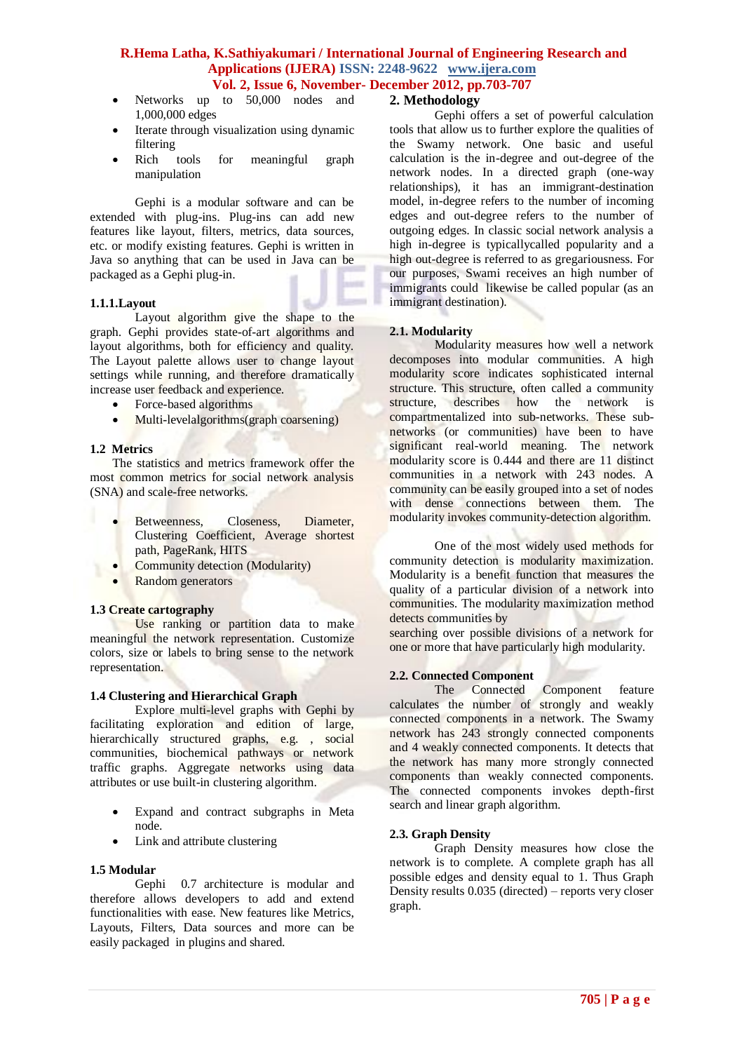- Networks up to 50,000 nodes and 1,000,000 edges
- Iterate through visualization using dynamic filtering
- Rich tools for meaningful graph manipulation

Gephi is a modular software and can be extended with plug-ins. Plug-ins can add new features like layout, filters, metrics, data sources, etc. or modify existing features. Gephi is written in Java so anything that can be used in Java can be packaged as a Gephi plug-in.

### 1.1.1.Layout

Layout algorithm give the shape to the graph. Gephi provides state-of-art algorithms and layout algorithms, both for efficiency and quality. The Layout palette allows user to change layout settings while running, and therefore dramatically increase user feedback and experience.

- Force-based algorithms
- Multi-levelalgorithms(graph coarsening)

### 1.2 Metrics

The statistics and metrics framework offer the most common metrics for social network analysis (SNA) and scale-free networks.

- Betweenness, Closeness, Diameter, Clustering Coefficient, Average shortest path, PageRank, HITS
- Community detection (Modularity)
- Random generators

### 1.3 Create cartography

Use ranking or partition data to make meaningful the network representation. Customize colors, size or labels to bring sense to the network representation.

### 1.4 Clustering and Hierarchical Graph

Explore multi-level graphs with Gephi by facilitating exploration and edition of large, hierarchically structured graphs, e.g. , social communities, biochemical pathways or network traffic graphs. Aggregate networks using data attributes or use built-in clustering algorithm.

- Expand and contract subgraphs in Meta node.
- Link and attribute clustering

### 1.5 Modular

Gephi 0.7 architecture is modular and therefore allows developers to add and extend functionalities with ease. New features like Metrics, Layouts, Filters, Data sources and more can be easily packaged in plugins and shared.

## 2. Methodology

Gephi offers a set of powerful calculation tools that allow us to further explore the qualities of the Swamy network. One basic and useful calculation is the in-degree and out-degree of the network nodes. In a directed graph (one-way relationships), it has an immigrant-destination model, in-degree refers to the number of incoming edges and out-degree refers to the number of outgoing edges. In classic social network analysis a high in-degree is typicallycalled popularity and a high out-degree is referred to as gregariousness. For our purposes, Swami receives an high number of immigrants could likewise be called popular (as an immigrant destination).

### 2.1. Modularity

Modularity measures how well a network decomposes into modular communities. A high modularity score indicates sophisticated internal structure. This structure, often called a community structure, describes how the network is compartmentalized into sub-networks. These sub-networks (or communities) have been to have significant real-world meaning. The network modularity score is 0.444 and there are 11 distinct communities in a network with 243 nodes. A community can be easily grouped into a set of nodes with dense connections between them. The modularity invokes community-detection algorithm.

One of the most widely used methods for community detection is modularity maximization. Modularity is a benefit function that measures the quality of a particular division of a network into communities. The modularity maximization method detects communities by
searching over possible divisions of a network for one or more that have particularly high modularity.

### 2.2. Connected Component

The Connected Component feature calculates the number of strongly and weakly connected components in a network. The Swamy network has 243 strongly connected components and 4 weakly connected components. It detects that the network has many more strongly connected components than weakly connected components. The connected components invokes depth-first search and linear graph algorithm.

### 2.3. Graph Density

Graph Density measures how close the network is to complete. A complete graph has all possible edges and density equal to 1. Thus Graph Density results 0.035 (directed) – reports very closer graph.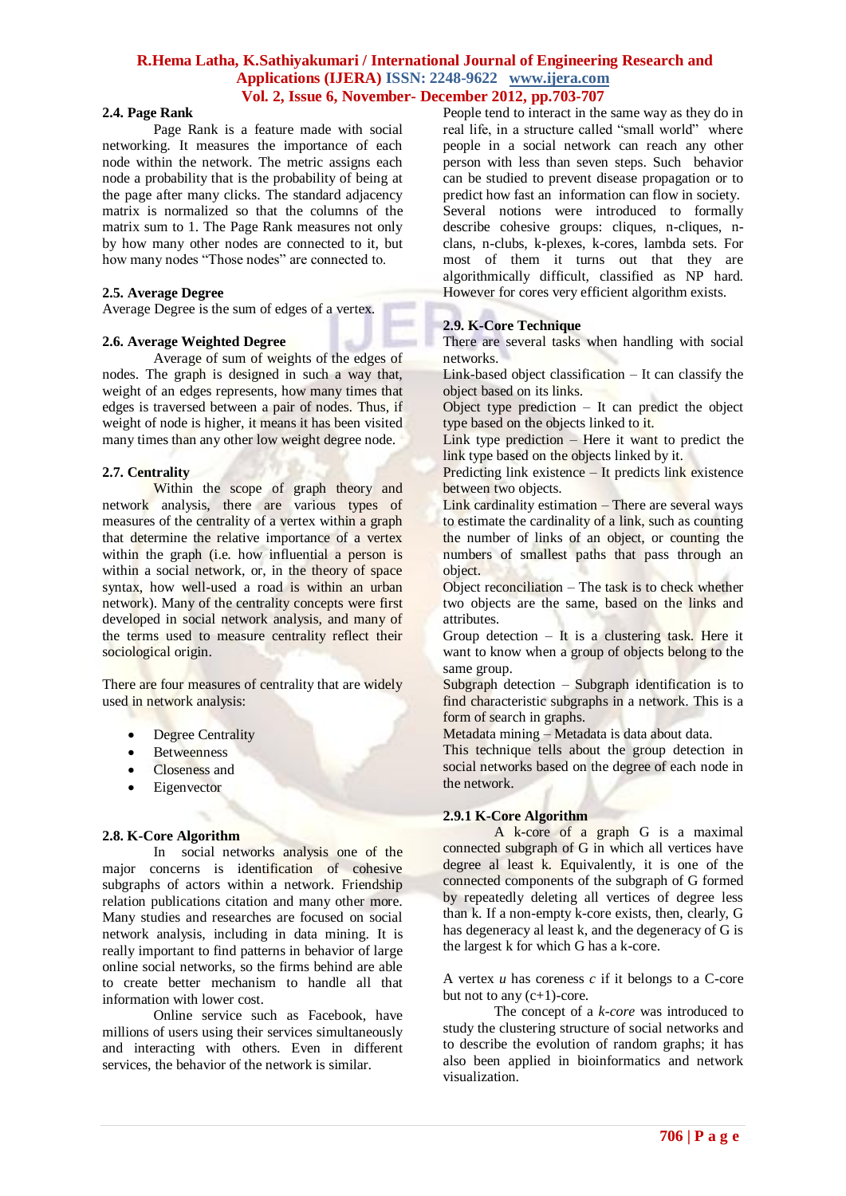### 2.4. Page Rank

Page Rank is a feature made with social networking. It measures the importance of each node within the network. The metric assigns each node a probability that is the probability of being at the page after many clicks. The standard adjacency matrix is normalized so that the columns of the matrix sum to 1. The Page Rank measures not only by how many other nodes are connected to it, but how many nodes "Those nodes" are connected to.

### 2.5. Average Degree

Average Degree is the sum of edges of a vertex.

### 2.6. Average Weighted Degree

Average of sum of weights of the edges of nodes. The graph is designed in such a way that, weight of an edges represents, how many times that edges is traversed between a pair of nodes. Thus, if weight of node is higher, it means it has been visited many times than any other low weight degree node.

### 2.7. Centrality

Within the scope of graph theory and network analysis, there are various types of measures of the centrality of a vertex within a graph that determine the relative importance of a vertex within the graph (i.e. how influential a person is within a social network, or, in the theory of space syntax, how well-used a road is within an urban network). Many of the centrality concepts were first developed in social network analysis, and many of the terms used to measure centrality reflect their sociological origin.

There are four measures of centrality that are widely used in network analysis:

- Degree Centrality
- Betweenness
- Closeness and
- Eigenvector

### 2.8. K-Core Algorithm

In social networks analysis one of the major concerns is identification of cohesive subgraphs of actors within a network. Friendship relation publications citation and many other more. Many studies and researches are focused on social network analysis, including in data mining. It is really important to find patterns in behavior of large online social networks, so the firms behind are able to create better mechanism to handle all that information with lower cost.

Online service such as Facebook, have millions of users using their services simultaneously and interacting with others. Even in different services, the behavior of the network is similar. People tend to interact in the same way as they do in real life, in a structure called "small world" where people in a social network can reach any other person with less than seven steps. Such behavior can be studied to prevent disease propagation or to predict how fast an information can flow in society. Several notions were introduced to formally describe cohesive groups: cliques, n-cliques, n-clans, n-clubs, k-plexes, k-cores, lambda sets. For most of them it turns out that they are algorithmically difficult, classified as NP hard. However for cores very efficient algorithm exists.

### 2.9. K-Core Technique

There are several tasks when handling with social networks.

Link-based object classification – It can classify the object based on its links.

Object type prediction – It can predict the object type based on the objects linked to it.

Link type prediction – Here it want to predict the link type based on the objects linked by it.

Predicting link existence – It predicts link existence between two objects.

Link cardinality estimation – There are several ways to estimate the cardinality of a link, such as counting the number of links of an object, or counting the numbers of smallest paths that pass through an object.

Object reconciliation – The task is to check whether two objects are the same, based on the links and attributes.

Group detection – It is a clustering task. Here it want to know when a group of objects belong to the same group.

Subgraph detection – Subgraph identification is to find characteristic subgraphs in a network. This is a form of search in graphs.

Metadata mining – Metadata is data about data.

This technique tells about the group detection in social networks based on the degree of each node in the network.

#### 2.9.1 K-Core Algorithm

A k-core of a graph G is a maximal connected subgraph of G in which all vertices have degree al least k. Equivalently, it is one of the connected components of the subgraph of G formed by repeatedly deleting all vertices of degree less than k. If a non-empty k-core exists, then, clearly, G has degeneracy al least k, and the degeneracy of G is the largest k for which G has a k-core.

A vertex $u$ has coreness $c$ if it belongs to a C-core but not to any $(c+1)$-core.

The concept of a *k-core* was introduced to study the clustering structure of social networks and to describe the evolution of random graphs; it has also been applied in bioinformatics and network visualization.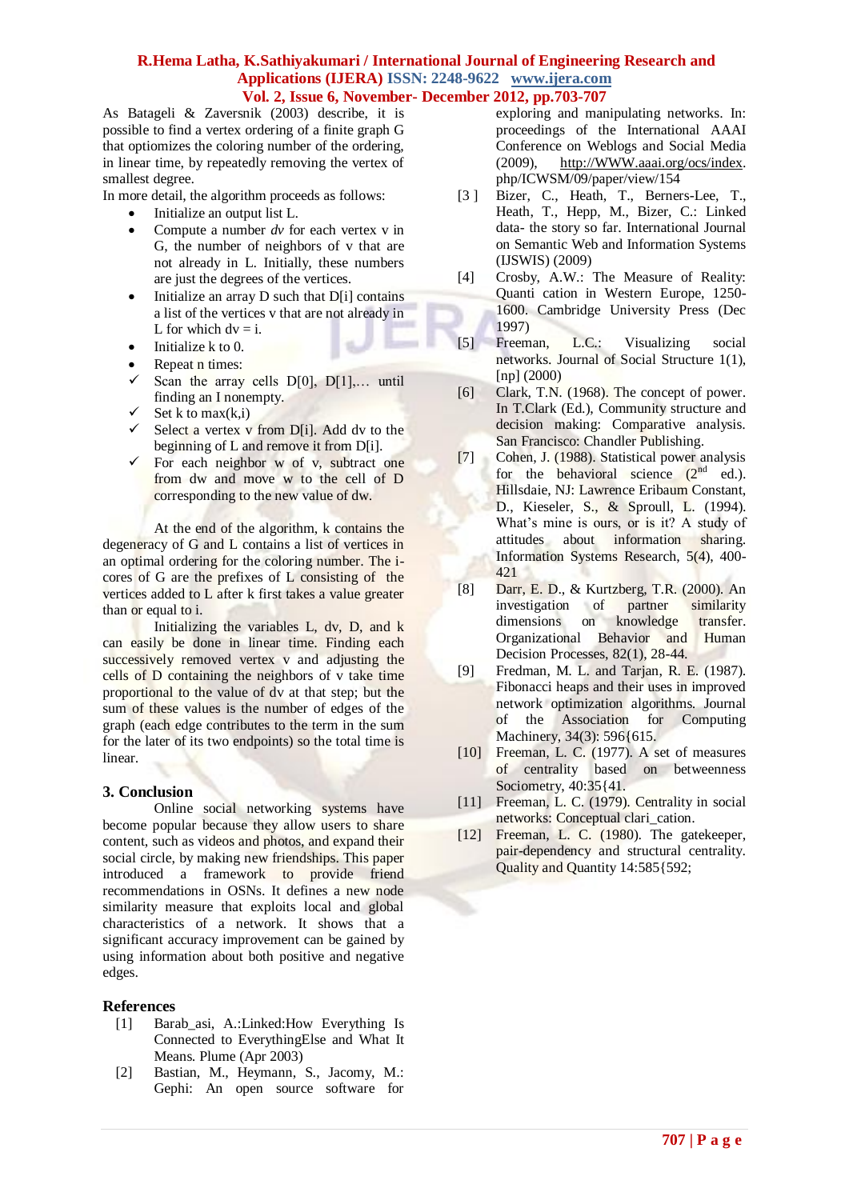As Batageli & Zaversnik (2003) describe, it is possible to find a vertex ordering of a finite graph G that optiomizes the coloring number of the ordering, in linear time, by repeatedly removing the vertex of smallest degree.

In more detail, the algorithm proceeds as follows:

- Initialize an output list L.
- Compute a number *dv* for each vertex v in G, the number of neighbors of v that are not already in L. Initially, these numbers are just the degrees of the vertices.
- Initialize an array D such that D[i] contains a list of the vertices v that are not already in L for which dv = i.
- Initialize k to 0.
- Repeat n times:
  - ✓ Scan the array cells D[0], D[1],… until finding an I nonempty.
  - ✓ Set k to max(k,i)
  - ✓ Select a vertex v from D[i]. Add dv to the beginning of L and remove it from D[i].
  - ✓ For each neighbor w of v, subtract one from dw and move w to the cell of D corresponding to the new value of dw.

At the end of the algorithm, k contains the degeneracy of G and L contains a list of vertices in an optimal ordering for the coloring number. The i-cores of G are the prefixes of L consisting of the vertices added to L after k first takes a value greater than or equal to i.

Initializing the variables L, dv, D, and k can easily be done in linear time. Finding each successively removed vertex v and adjusting the cells of D containing the neighbors of v take time proportional to the value of dv at that step; but the sum of these values is the number of edges of the graph (each edge contributes to the term in the sum for the later of its two endpoints) so the total time is linear.

## 3. Conclusion

Online social networking systems have become popular because they allow users to share content, such as videos and photos, and expand their social circle, by making new friendships. This paper introduced a framework to provide friend recommendations in OSNs. It defines a new node similarity measure that exploits local and global characteristics of a network. It shows that a significant accuracy improvement can be gained by using information about both positive and negative edges.

## References

[1] Barab_asi, A.:Linked:How Everything Is Connected to EverythingElse and What It Means. Plume (Apr 2003)

[2] Bastian, M., Heymann, S., Jacomy, M.: Gephi: An open source software for exploring and manipulating networks. In: proceedings of the International AAAI Conference on Weblogs and Social Media (2009), http://WWW.aaai.org/ocs/index.php/ICWSM/09/paper/view/154

[3 ] Bizer, C., Heath, T., Berners-Lee, T., Heath, T., Hepp, M., Bizer, C.: Linked data- the story so far. International Journal on Semantic Web and Information Systems (IJSWIS) (2009)

[4] Crosby, A.W.: The Measure of Reality: Quanti cation in Western Europe, 1250-1600. Cambridge University Press (Dec 1997)

[5] Freeman, L.C.: Visualizing social networks. Journal of Social Structure 1(1), [np] (2000)

[6] Clark, T.N. (1968). The concept of power. In T.Clark (Ed.), Community structure and decision making: Comparative analysis. San Francisco: Chandler Publishing.

[7] Cohen, J. (1988). Statistical power analysis for the behavioral science (2nd ed.). Hillsdaie, NJ: Lawrence Eribaum Constant, D., Kieseler, S., & Sproull, L. (1994). What's mine is ours, or is it? A study of attitudes about information sharing. Information Systems Research, 5(4), 400-421

[8] Darr, E. D., & Kurtzberg, T.R. (2000). An investigation of partner similarity dimensions on knowledge transfer. Organizational Behavior and Human Decision Processes, 82(1), 28-44.

[9] Fredman, M. L. and Tarjan, R. E. (1987). Fibonacci heaps and their uses in improved network optimization algorithms. Journal of the Association for Computing Machinery, 34(3): 596{615.

[10] Freeman, L. C. (1977). A set of measures of centrality based on betweenness Sociometry, 40:35{41.

[11] Freeman, L. C. (1979). Centrality in social networks: Conceptual clari_cation.

[12] Freeman, L. C. (1980). The gatekeeper, pair-dependency and structural centrality. Quality and Quantity 14:585{592;